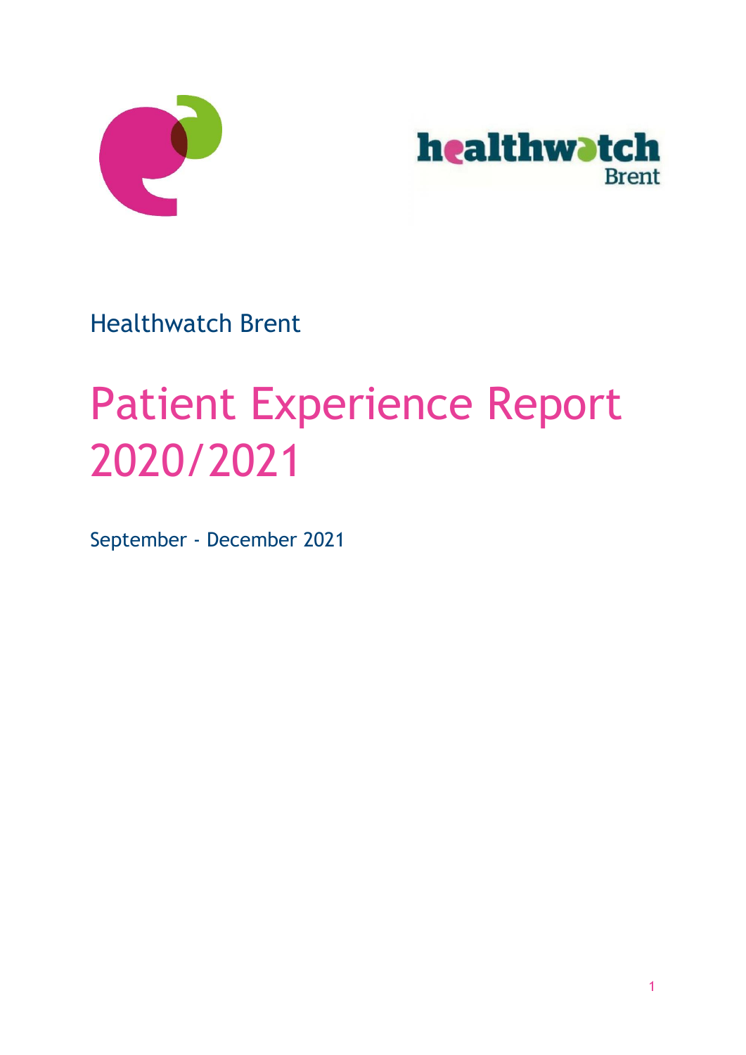Healthwatch Brent

# Patient Experience Report 2020/2021

September - December 2021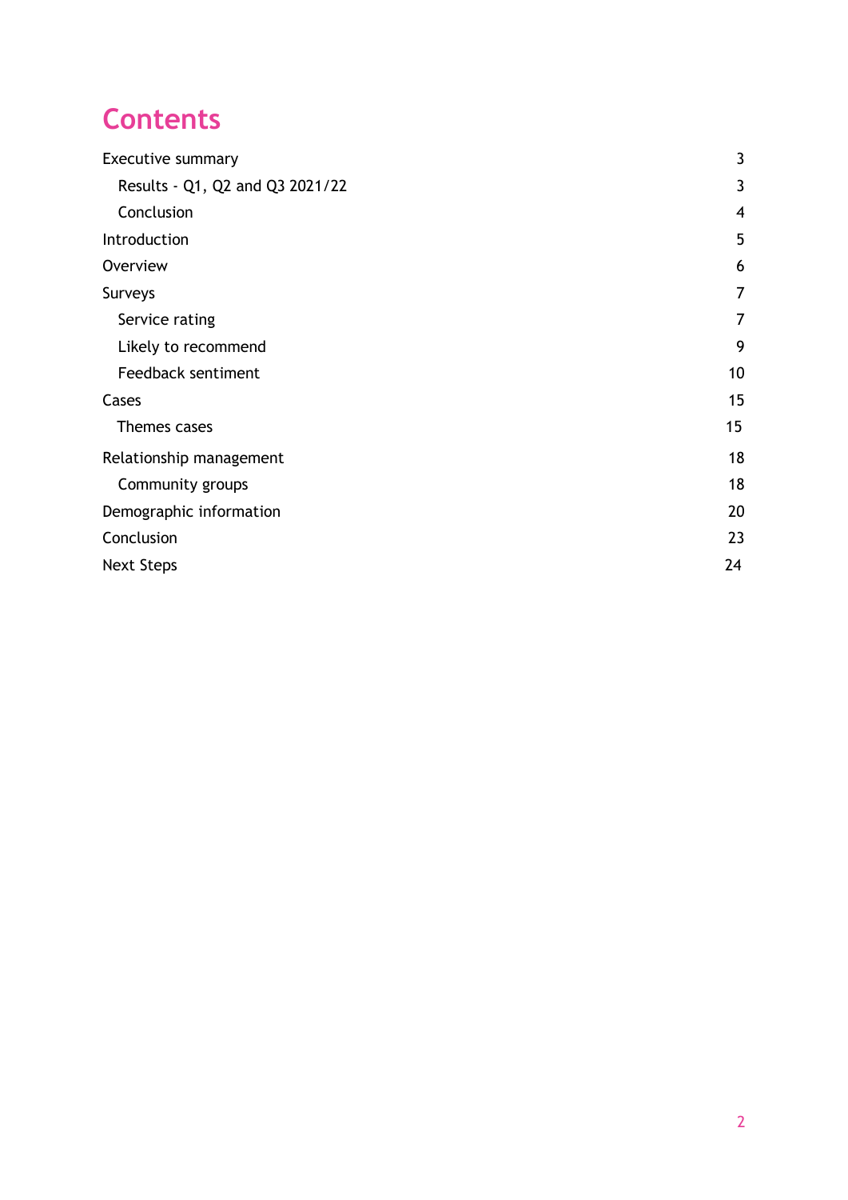# Contents

- Executive summary 3
  - Results - Q1, Q2 and Q3 2021/22 3
  - Conclusion 4
- Introduction 5
- Overview 6
- Surveys 7
  - Service rating 7
  - Likely to recommend 9
  - Feedback sentiment 10
- Cases 15
  - Themes cases 15
- Relationship management 18
  - Community groups 18
- Demographic information 20
- Conclusion 23
- Next Steps 24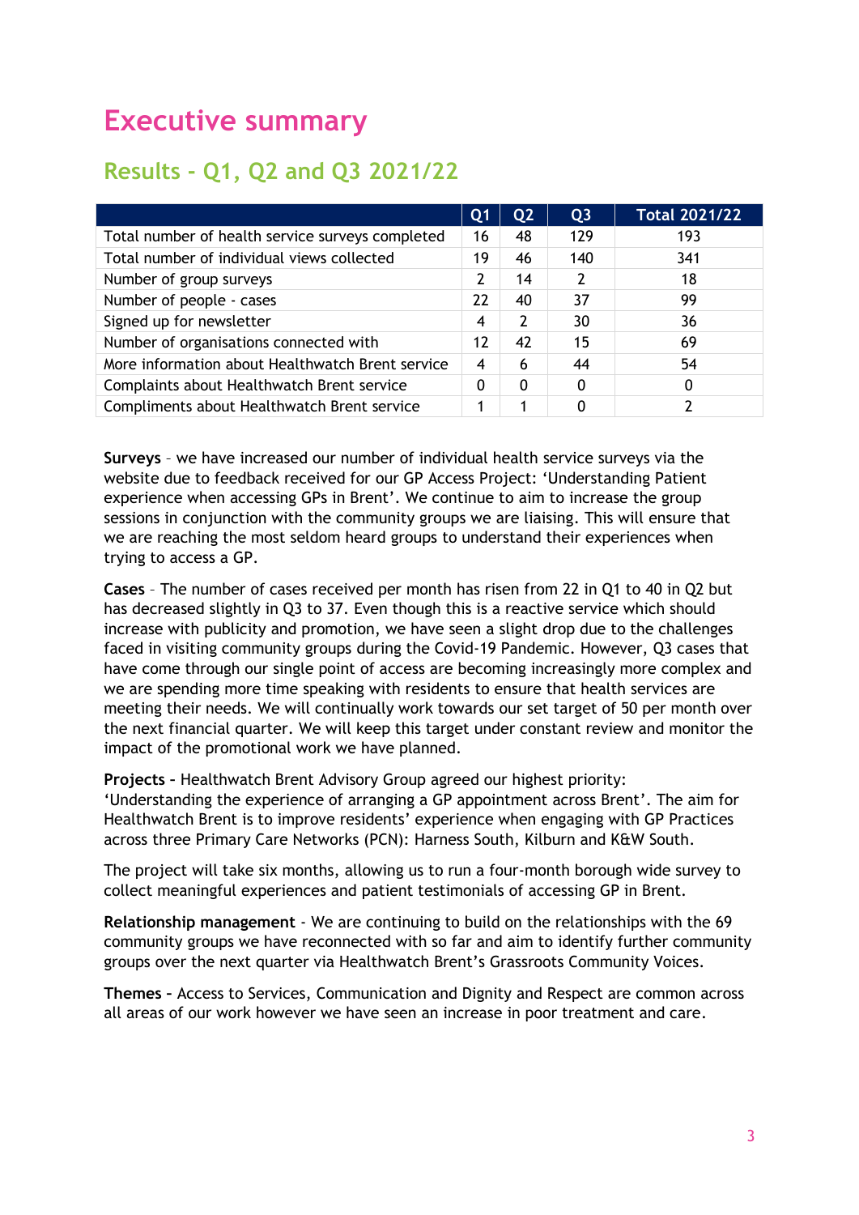# Executive summary

## Results - Q1, Q2 and Q3 2021/22

| | Q1 | Q2 | Q3 | Total 2021/22 |
|---|---|---|---|---|
| Total number of health service surveys completed | 16 | 48 | 129 | 193 |
| Total number of individual views collected | 19 | 46 | 140 | 341 |
| Number of group surveys | 2 | 14 | 2 | 18 |
| Number of people - cases | 22 | 40 | 37 | 99 |
| Signed up for newsletter | 4 | 2 | 30 | 36 |
| Number of organisations connected with | 12 | 42 | 15 | 69 |
| More information about Healthwatch Brent service | 4 | 6 | 44 | 54 |
| Complaints about Healthwatch Brent service | 0 | 0 | 0 | 0 |
| Compliments about Healthwatch Brent service | 1 | 1 | 0 | 2 |

**Surveys** – we have increased our number of individual health service surveys via the website due to feedback received for our GP Access Project: 'Understanding Patient experience when accessing GPs in Brent'. We continue to aim to increase the group sessions in conjunction with the community groups we are liaising. This will ensure that we are reaching the most seldom heard groups to understand their experiences when trying to access a GP.

**Cases** – The number of cases received per month has risen from 22 in Q1 to 40 in Q2 but has decreased slightly in Q3 to 37. Even though this is a reactive service which should increase with publicity and promotion, we have seen a slight drop due to the challenges faced in visiting community groups during the Covid-19 Pandemic. However, Q3 cases that have come through our single point of access are becoming increasingly more complex and we are spending more time speaking with residents to ensure that health services are meeting their needs. We will continually work towards our set target of 50 per month over the next financial quarter. We will keep this target under constant review and monitor the impact of the promotional work we have planned.

**Projects –** Healthwatch Brent Advisory Group agreed our highest priority: 'Understanding the experience of arranging a GP appointment across Brent'. The aim for Healthwatch Brent is to improve residents' experience when engaging with GP Practices across three Primary Care Networks (PCN): Harness South, Kilburn and K&W South.

The project will take six months, allowing us to run a four-month borough wide survey to collect meaningful experiences and patient testimonials of accessing GP in Brent.

**Relationship management** - We are continuing to build on the relationships with the 69 community groups we have reconnected with so far and aim to identify further community groups over the next quarter via Healthwatch Brent's Grassroots Community Voices.

**Themes –** Access to Services, Communication and Dignity and Respect are common across all areas of our work however we have seen an increase in poor treatment and care.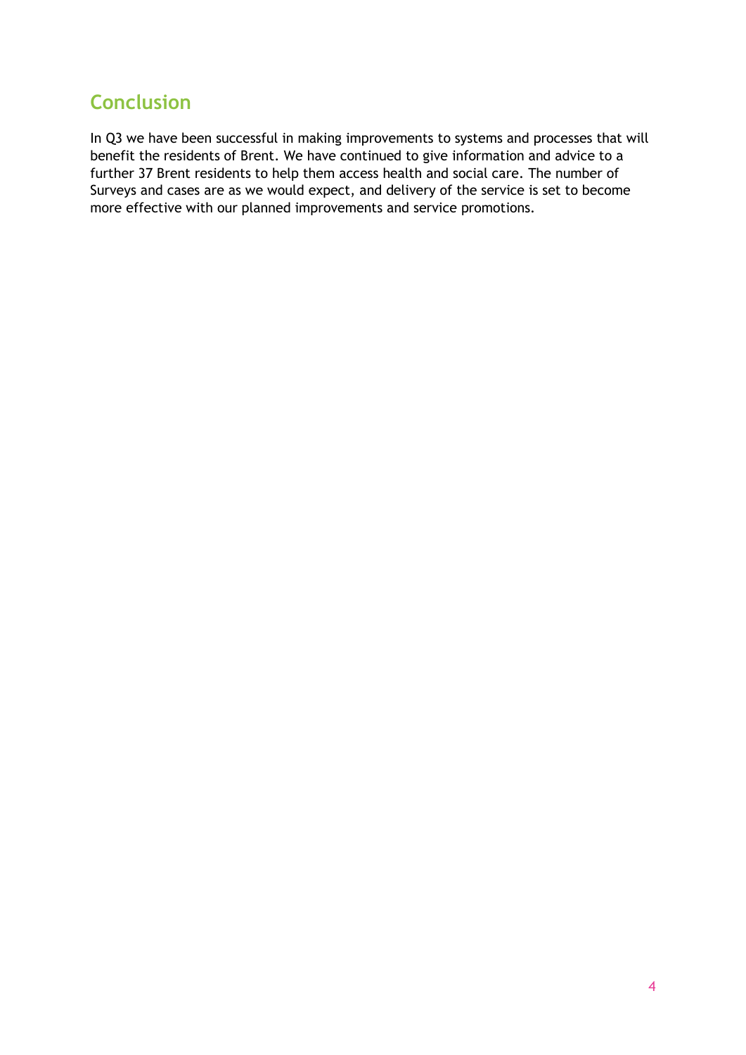## Conclusion

In Q3 we have been successful in making improvements to systems and processes that will benefit the residents of Brent. We have continued to give information and advice to a further 37 Brent residents to help them access health and social care. The number of Surveys and cases are as we would expect, and delivery of the service is set to become more effective with our planned improvements and service promotions.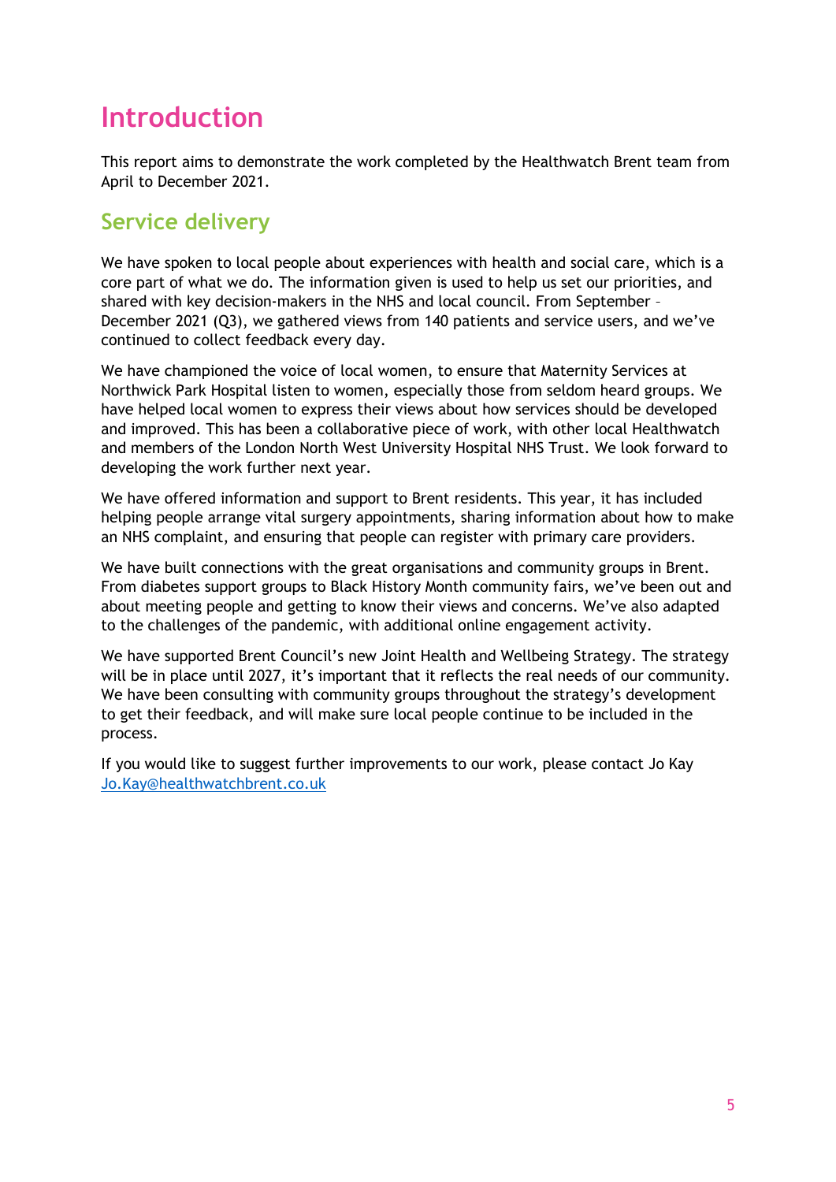# Introduction

This report aims to demonstrate the work completed by the Healthwatch Brent team from April to December 2021.

## Service delivery

We have spoken to local people about experiences with health and social care, which is a core part of what we do. The information given is used to help us set our priorities, and shared with key decision-makers in the NHS and local council. From September – December 2021 (Q3), we gathered views from 140 patients and service users, and we've continued to collect feedback every day.

We have championed the voice of local women, to ensure that Maternity Services at Northwick Park Hospital listen to women, especially those from seldom heard groups. We have helped local women to express their views about how services should be developed and improved. This has been a collaborative piece of work, with other local Healthwatch and members of the London North West University Hospital NHS Trust. We look forward to developing the work further next year.

We have offered information and support to Brent residents. This year, it has included helping people arrange vital surgery appointments, sharing information about how to make an NHS complaint, and ensuring that people can register with primary care providers.

We have built connections with the great organisations and community groups in Brent. From diabetes support groups to Black History Month community fairs, we've been out and about meeting people and getting to know their views and concerns. We've also adapted to the challenges of the pandemic, with additional online engagement activity.

We have supported Brent Council's new Joint Health and Wellbeing Strategy. The strategy will be in place until 2027, it's important that it reflects the real needs of our community. We have been consulting with community groups throughout the strategy's development to get their feedback, and will make sure local people continue to be included in the process.

If you would like to suggest further improvements to our work, please contact Jo Kay Jo.Kay@healthwatchbrent.co.uk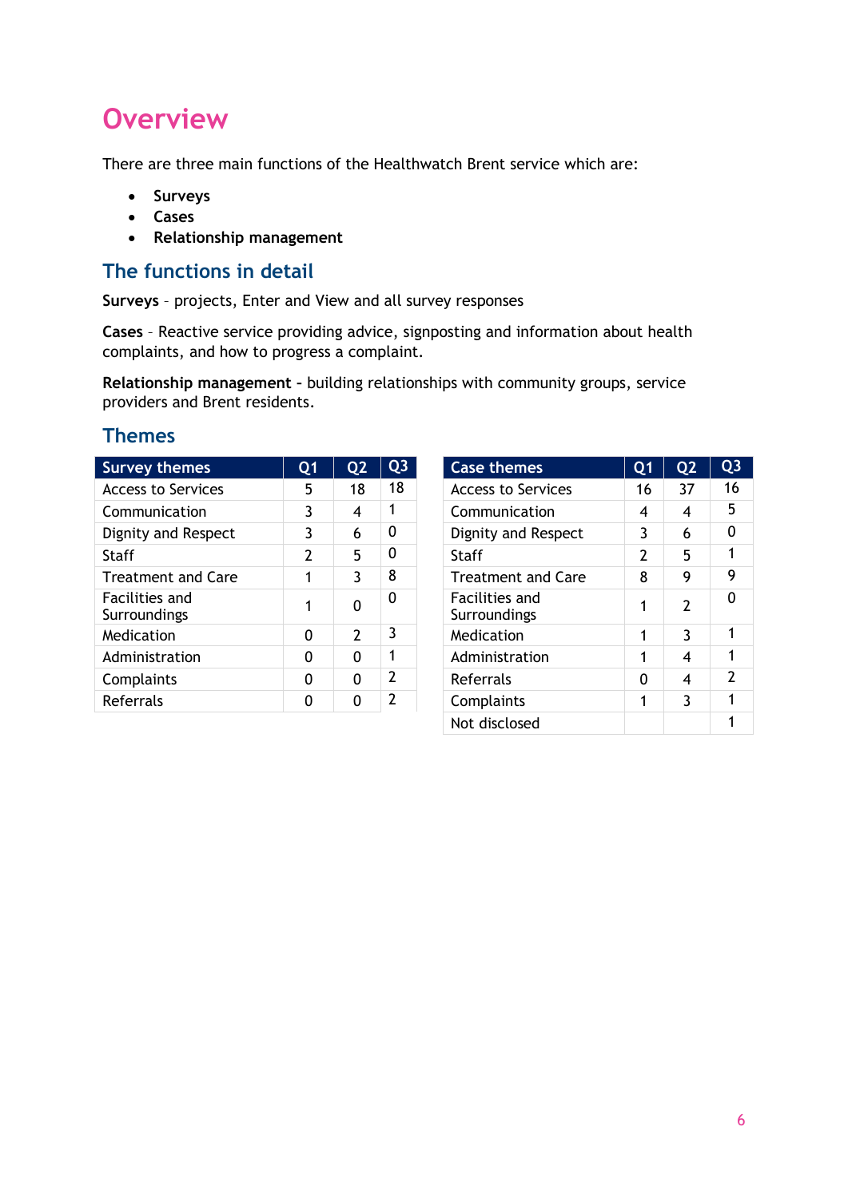# Overview

There are three main functions of the Healthwatch Brent service which are:

- **Surveys**
- **Cases**
- **Relationship management**

## The functions in detail

**Surveys** – projects, Enter and View and all survey responses

**Cases** – Reactive service providing advice, signposting and information about health complaints, and how to progress a complaint.

**Relationship management -** building relationships with community groups, service providers and Brent residents.

## Themes

| Survey themes | Q1 | Q2 | Q3 |
|---|---|---|---|
| Access to Services | 5 | 18 | 18 |
| Communication | 3 | 4 | 1 |
| Dignity and Respect | 3 | 6 | 0 |
| Staff | 2 | 5 | 0 |
| Treatment and Care | 1 | 3 | 8 |
| Facilities and Surroundings | 1 | 0 | 0 |
| Medication | 0 | 2 | 3 |
| Administration | 0 | 0 | 1 |
| Complaints | 0 | 0 | 2 |
| Referrals | 0 | 0 | 2 |

| Case themes | Q1 | Q2 | Q3 |
|---|---|---|---|
| Access to Services | 16 | 37 | 16 |
| Communication | 4 | 4 | 5 |
| Dignity and Respect | 3 | 6 | 0 |
| Staff | 2 | 5 | 1 |
| Treatment and Care | 8 | 9 | 9 |
| Facilities and Surroundings | 1 | 2 | 0 |
| Medication | 1 | 3 | 1 |
| Administration | 1 | 4 | 1 |
| Referrals | 0 | 4 | 2 |
| Complaints | 1 | 3 | 1 |
| Not disclosed | | | 1 |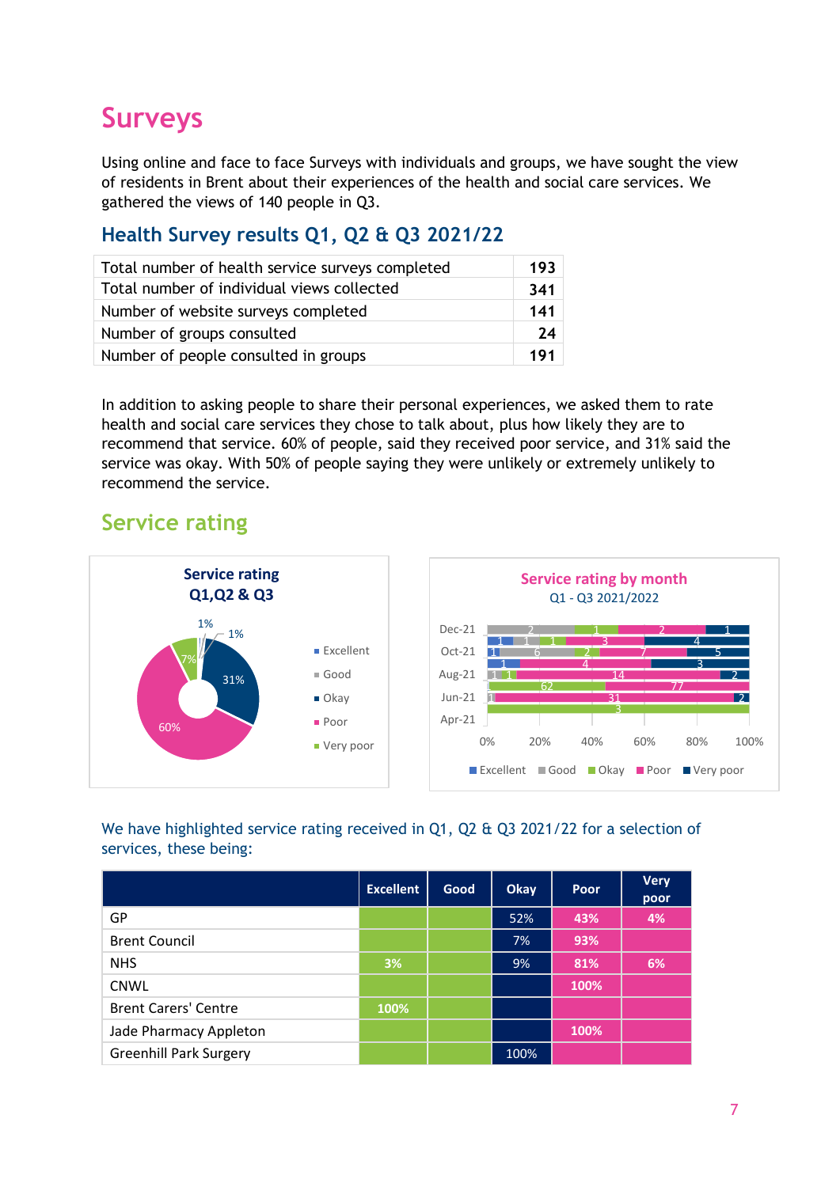# Surveys

Using online and face to face Surveys with individuals and groups, we have sought the view of residents in Brent about their experiences of the health and social care services. We gathered the views of 140 people in Q3.

## Health Survey results Q1, Q2 & Q3 2021/22

| | |
|---|---|
| Total number of health service surveys completed | **193** |
| Total number of individual views collected | **341** |
| Number of website surveys completed | **141** |
| Number of groups consulted | **24** |
| Number of people consulted in groups | **191** |

In addition to asking people to share their personal experiences, we asked them to rate health and social care services they chose to talk about, plus how likely they are to recommend that service. 60% of people, said they received poor service, and 31% said the service was okay. With 50% of people saying they were unlikely or extremely unlikely to recommend the service.

## Service rating

We have highlighted service rating received in Q1, Q2 & Q3 2021/22 for a selection of services, these being:

| | Excellent | Good | Okay | Poor | Very poor |
|---|---|---|---|---|---|
| GP | | | 52% | 43% | 4% |
| Brent Council | | | 7% | 93% | |
| NHS | 3% | | 9% | 81% | 6% |
| CNWL | | | | 100% | |
| Brent Carers' Centre | 100% | | | | |
| Jade Pharmacy Appleton | | | | 100% | |
| Greenhill Park Surgery | | | 100% | | |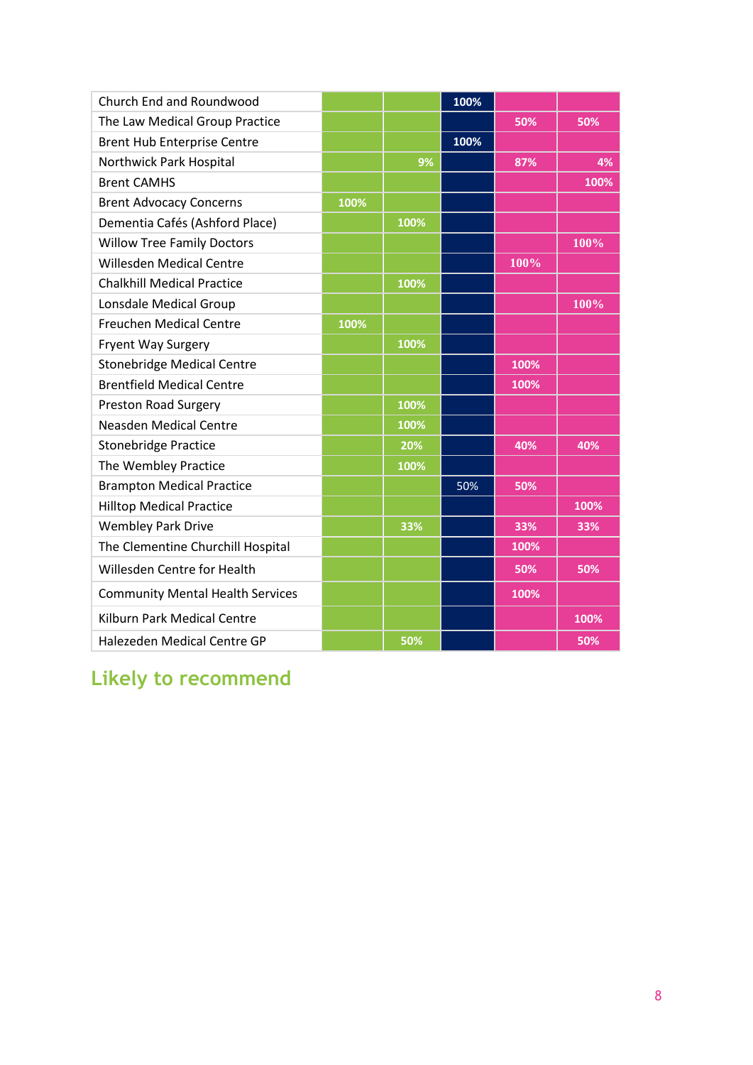| | | | | | |
|---|---|---|---|---|---|
| Church End and Roundwood | | | 100% | | |
| The Law Medical Group Practice | | | | 50% | 50% |
| Brent Hub Enterprise Centre | | | 100% | | |
| Northwick Park Hospital | | 9% | | 87% | 4% |
| Brent CAMHS | | | | | 100% |
| Brent Advocacy Concerns | 100% | | | | |
| Dementia Cafés (Ashford Place) | | 100% | | | |
| Willow Tree Family Doctors | | | | | 100% |
| Willesden Medical Centre | | | | 100% | |
| Chalkhill Medical Practice | | 100% | | | |
| Lonsdale Medical Group | | | | | 100% |
| Freuchen Medical Centre | 100% | | | | |
| Fryent Way Surgery | | 100% | | | |
| Stonebridge Medical Centre | | | | 100% | |
| Brentfield Medical Centre | | | | 100% | |
| Preston Road Surgery | | 100% | | | |
| Neasden Medical Centre | | 100% | | | |
| Stonebridge Practice | | 20% | | 40% | 40% |
| The Wembley Practice | | 100% | | | |
| Brampton Medical Practice | | | 50% | 50% | |
| Hilltop Medical Practice | | | | | 100% |
| Wembley Park Drive | | 33% | | 33% | 33% |
| The Clementine Churchill Hospital | | | | 100% | |
| Willesden Centre for Health | | | | 50% | 50% |
| Community Mental Health Services | | | | 100% | |
| Kilburn Park Medical Centre | | | | | 100% |
| Halezeden Medical Centre GP | | 50% | | | 50% |

## Likely to recommend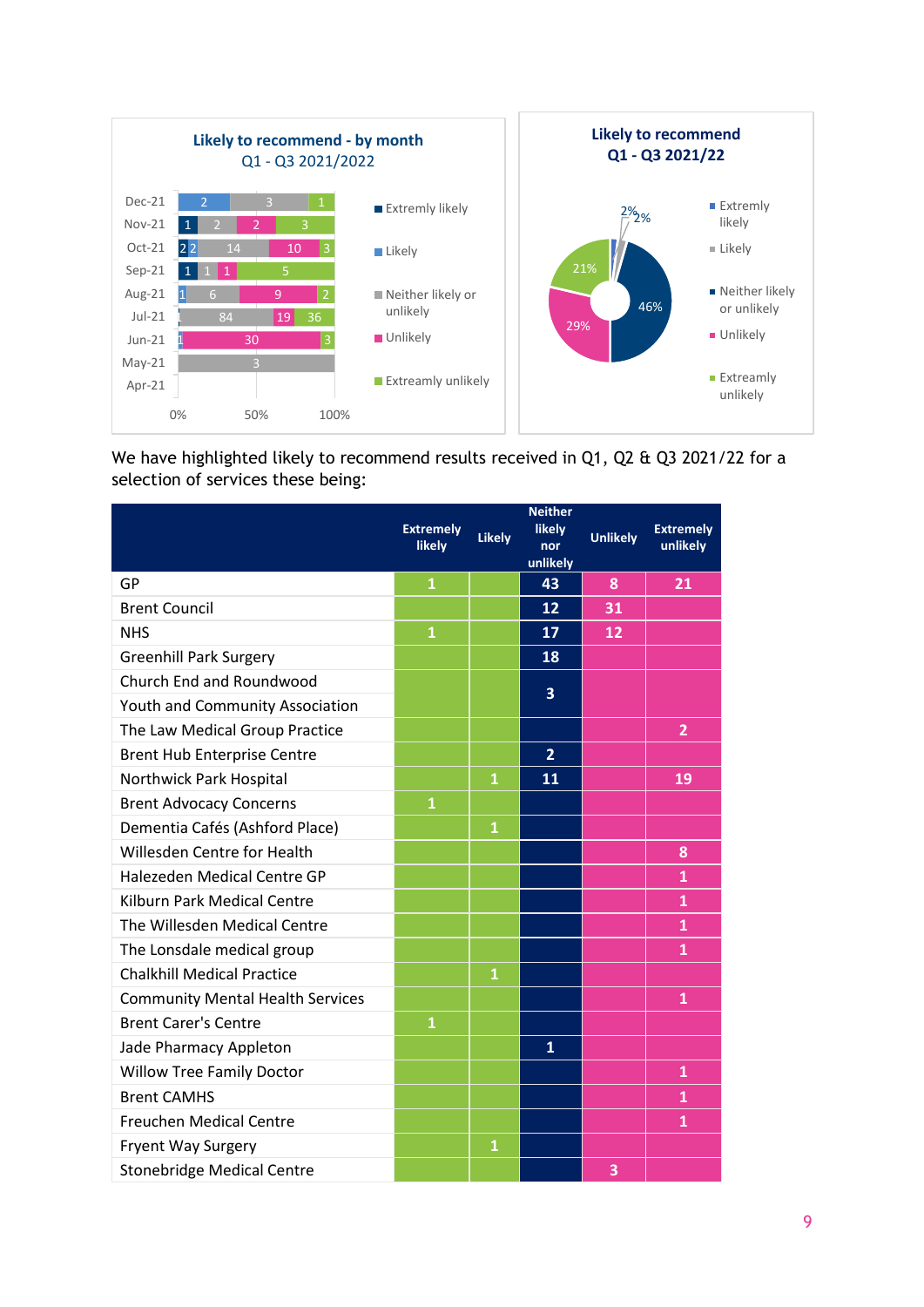**Likely to recommend - by month**
**Q1 - Q3 2021/2022**

**Likely to recommend**
**Q1 - Q3 2021/22**

We have highlighted likely to recommend results received in Q1, Q2 & Q3 2021/22 for a selection of services these being:

| | Extremely likely | Likely | Neither likely nor unlikely | Unlikely | Extremely unlikely |
|---|---|---|---|---|---|
| GP | 1 | | 43 | 8 | 21 |
| Brent Council | | | 12 | 31 | |
| NHS | 1 | | 17 | 12 | |
| Greenhill Park Surgery | | | 18 | | |
| Church End and Roundwood Youth and Community Association | | | 3 | | |
| The Law Medical Group Practice | | | | | 2 |
| Brent Hub Enterprise Centre | | | 2 | | |
| Northwick Park Hospital | | 1 | 11 | | 19 |
| Brent Advocacy Concerns | 1 | | | | |
| Dementia Cafés (Ashford Place) | | 1 | | | |
| Willesden Centre for Health | | | | | 8 |
| Halezeden Medical Centre GP | | | | | 1 |
| Kilburn Park Medical Centre | | | | | 1 |
| The Willesden Medical Centre | | | | | 1 |
| The Lonsdale medical group | | | | | 1 |
| Chalkhill Medical Practice | | 1 | | | |
| Community Mental Health Services | | | | | 1 |
| Brent Carer's Centre | 1 | | | | |
| Jade Pharmacy Appleton | | | 1 | | |
| Willow Tree Family Doctor | | | | | 1 |
| Brent CAMHS | | | | | 1 |
| Freuchen Medical Centre | | | | | 1 |
| Fryent Way Surgery | | 1 | | | |
| Stonebridge Medical Centre | | | | 3 | |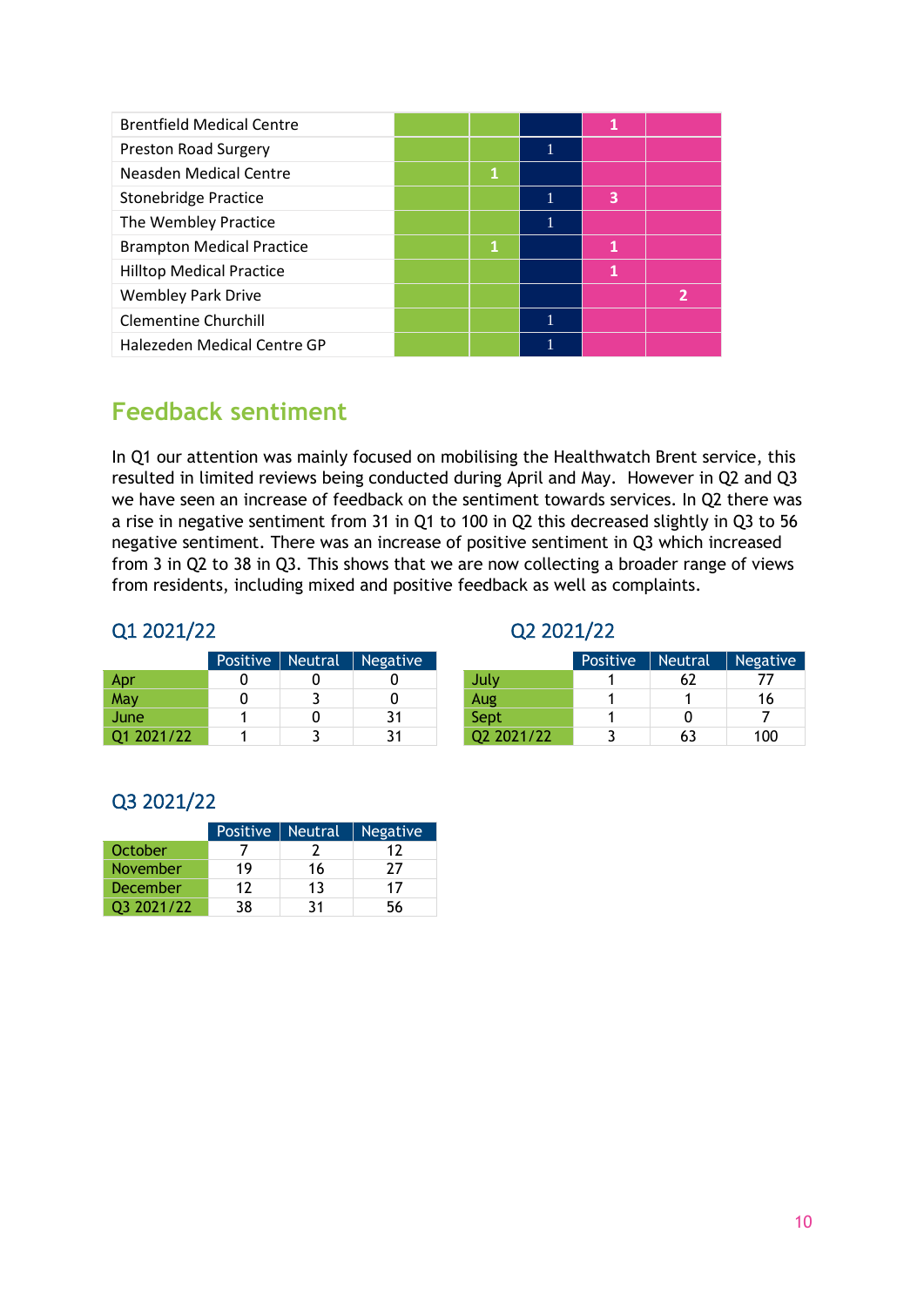| | | | | | |
|---|---|---|---|---|---|
| Brentfield Medical Centre | | | | 1 | |
| Preston Road Surgery | | | 1 | | |
| Neasden Medical Centre | | 1 | | | |
| Stonebridge Practice | | | 1 | 3 | |
| The Wembley Practice | | | 1 | | |
| Brampton Medical Practice | | 1 | | 1 | |
| Hilltop Medical Practice | | | | 1 | |
| Wembley Park Drive | | | | | 2 |
| Clementine Churchill | | | 1 | | |
| Halezeden Medical Centre GP | | | 1 | | |

## Feedback sentiment

In Q1 our attention was mainly focused on mobilising the Healthwatch Brent service, this resulted in limited reviews being conducted during April and May. However in Q2 and Q3 we have seen an increase of feedback on the sentiment towards services. In Q2 there was a rise in negative sentiment from 31 in Q1 to 100 in Q2 this decreased slightly in Q3 to 56 negative sentiment. There was an increase of positive sentiment in Q3 which increased from 3 in Q2 to 38 in Q3. This shows that we are now collecting a broader range of views from residents, including mixed and positive feedback as well as complaints.

### Q1 2021/22

| | Positive | Neutral | Negative |
|---|---|---|---|
| Apr | 0 | 0 | 0 |
| May | 0 | 3 | 0 |
| June | 1 | 0 | 31 |
| Q1 2021/22 | 1 | 3 | 31 |

### Q2 2021/22

| | Positive | Neutral | Negative |
|---|---|---|---|
| July | 1 | 62 | 77 |
| Aug | 1 | 1 | 16 |
| Sept | 1 | 0 | 7 |
| Q2 2021/22 | 3 | 63 | 100 |

### Q3 2021/22

| | Positive | Neutral | Negative |
|---|---|---|---|
| October | 7 | 2 | 12 |
| November | 19 | 16 | 27 |
| December | 12 | 13 | 17 |
| Q3 2021/22 | 38 | 31 | 56 |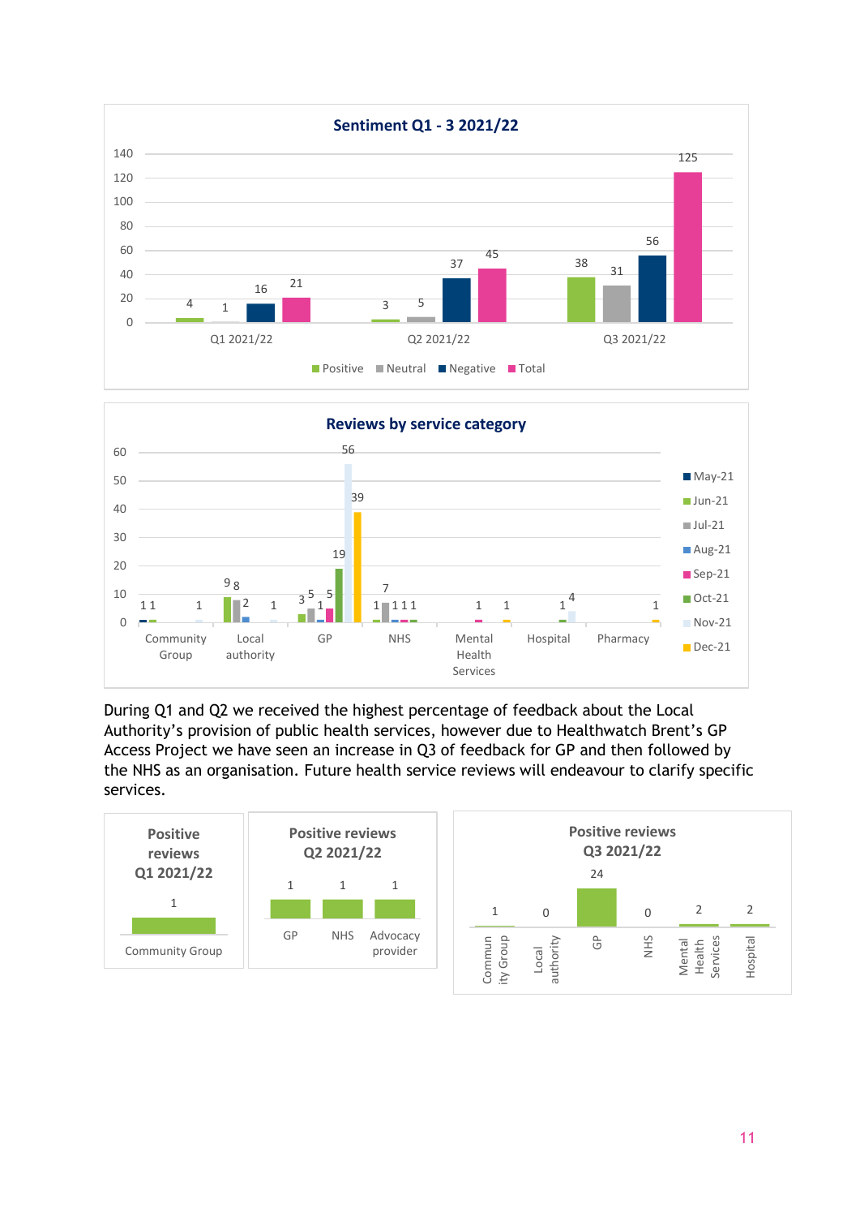**Sentiment Q1 - 3 2021/22**

| | Positive | Neutral | Negative | Total |
|---|---|---|---|---|
| Q1 2021/22 | 4 | 1 | 16 | 21 |
| Q2 2021/22 | 3 | 5 | 37 | 45 |
| Q3 2021/22 | 38 | 31 | 56 | 125 |

**Reviews by service category**

| | May-21 | Jun-21 | Jul-21 | Aug-21 | Sep-21 | Oct-21 | Nov-21 | Dec-21 |
|---|---|---|---|---|---|---|---|---|
| Community Group | 1 | 1 | | | | | 1 | |
| Local authority | | 9 | 8 | 2 | | | 1 | |
| GP | | 3 | 5 | 1 | 5 | 19 | 56 | 39 |
| NHS | | 1 | 7 | 1 | 1 | 1 | | |
| Mental Health Services | | | | | 1 | | | 1 |
| Hospital | | | | | | 1 | 4 | |
| Pharmacy | | | | | | | | 1 |

During Q1 and Q2 we received the highest percentage of feedback about the Local Authority's provision of public health services, however due to Healthwatch Brent's GP Access Project we have seen an increase in Q3 of feedback for GP and then followed by the NHS as an organisation. Future health service reviews will endeavour to clarify specific services.

**Positive reviews Q1 2021/22**

| Community Group |
|---|
| 1 |

**Positive reviews Q2 2021/22**

| GP | NHS | Advocacy provider |
|---|---|---|
| 1 | 1 | 1 |

**Positive reviews Q3 2021/22**

| Community Group | Local authority | GP | NHS | Mental Health Services | Hospital |
|---|---|---|---|---|---|
| 1 | 0 | 24 | 0 | 2 | 2 |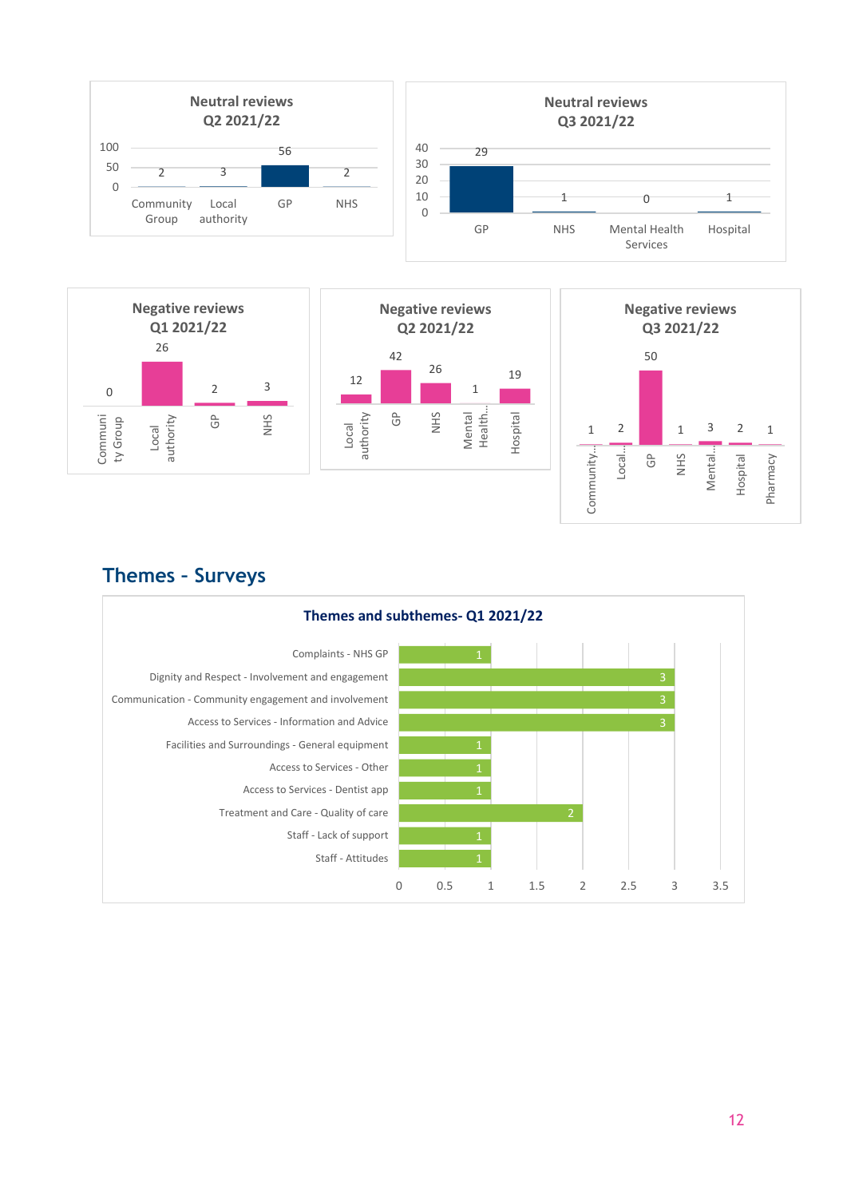**Neutral reviews Q2 2021/22**

| Category | Count |
|---|---|
| Community Group | 2 |
| Local authority | 3 |
| GP | 56 |
| NHS | 2 |

**Neutral reviews Q3 2021/22**

| Category | Count |
|---|---|
| GP | 29 |
| NHS | 1 |
| Mental Health Services | 0 |
| Hospital | 1 |

**Negative reviews Q1 2021/22**

| Category | Count |
|---|---|
| Community Group | 0 |
| Local authority | 26 |
| GP | 2 |
| NHS | 3 |

**Negative reviews Q2 2021/22**

| Category | Count |
|---|---|
| Local authority | 12 |
| GP | 42 |
| NHS | 26 |
| Mental Health... | 1 |
| Hospital | 19 |

**Negative reviews Q3 2021/22**

| Category | Count |
|---|---|
| Community... | 1 |
| Local... | 2 |
| GP | 50 |
| NHS | 1 |
| Mental... | 3 |
| Hospital | 2 |
| Pharmacy | 1 |

## Themes - Surveys

**Themes and subthemes- Q1 2021/22**

| Theme - Subtheme | Count |
|---|---|
| Complaints - NHS GP | 1 |
| Dignity and Respect - Involvement and engagement | 3 |
| Communication - Community engagement and involvement | 3 |
| Access to Services - Information and Advice | 3 |
| Facilities and Surroundings - General equipment | 1 |
| Access to Services - Other | 1 |
| Access to Services - Dentist app | 1 |
| Treatment and Care - Quality of care | 2 |
| Staff - Lack of support | 1 |
| Staff - Attitudes | 1 |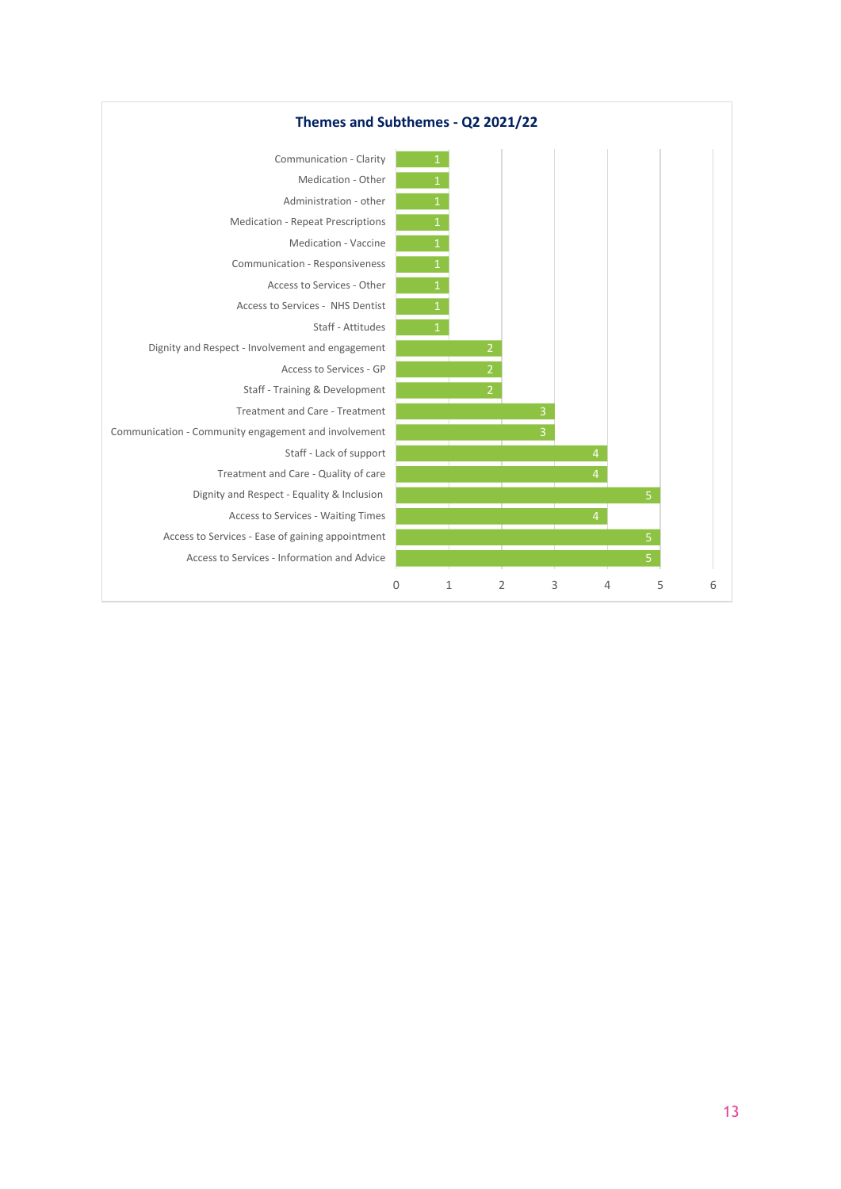## Themes and Subthemes - Q2 2021/22

| Theme - Subtheme | Count |
| --- | --- |
| Communication - Clarity | 1 |
| Medication - Other | 1 |
| Administration - other | 1 |
| Medication - Repeat Prescriptions | 1 |
| Medication - Vaccine | 1 |
| Communication - Responsiveness | 1 |
| Access to Services - Other | 1 |
| Access to Services - NHS Dentist | 1 |
| Staff - Attitudes | 1 |
| Dignity and Respect - Involvement and engagement | 2 |
| Access to Services - GP | 2 |
| Staff - Training & Development | 2 |
| Treatment and Care - Treatment | 3 |
| Communication - Community engagement and involvement | 3 |
| Staff - Lack of support | 4 |
| Treatment and Care - Quality of care | 4 |
| Dignity and Respect - Equality & Inclusion | 5 |
| Access to Services - Waiting Times | 4 |
| Access to Services - Ease of gaining appointment | 5 |
| Access to Services - Information and Advice | 5 |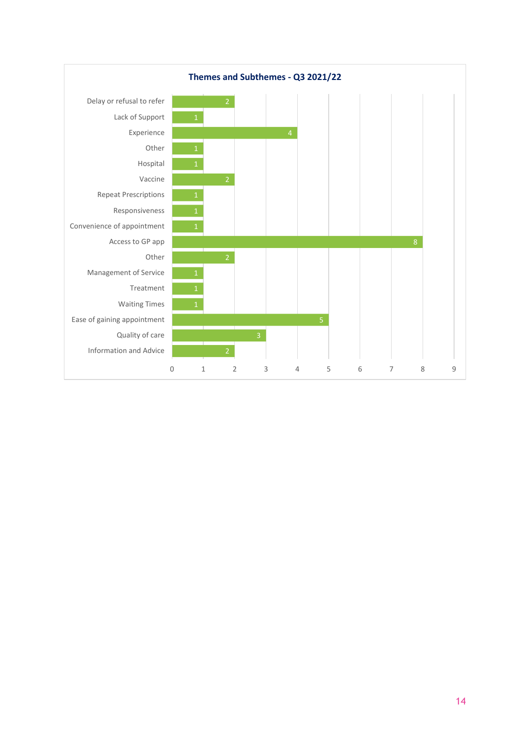**Themes and Subthemes - Q3 2021/22**

| Theme/Subtheme | Count |
|---|---|
| Delay or refusal to refer | 2 |
| Lack of Support | 1 |
| Experience | 4 |
| Other | 1 |
| Hospital | 1 |
| Vaccine | 2 |
| Repeat Prescriptions | 1 |
| Responsiveness | 1 |
| Convenience of appointment | 1 |
| Access to GP app | 8 |
| Other | 2 |
| Management of Service | 1 |
| Treatment | 1 |
| Waiting Times | 1 |
| Ease of gaining appointment | 5 |
| Quality of care | 3 |
| Information and Advice | 2 |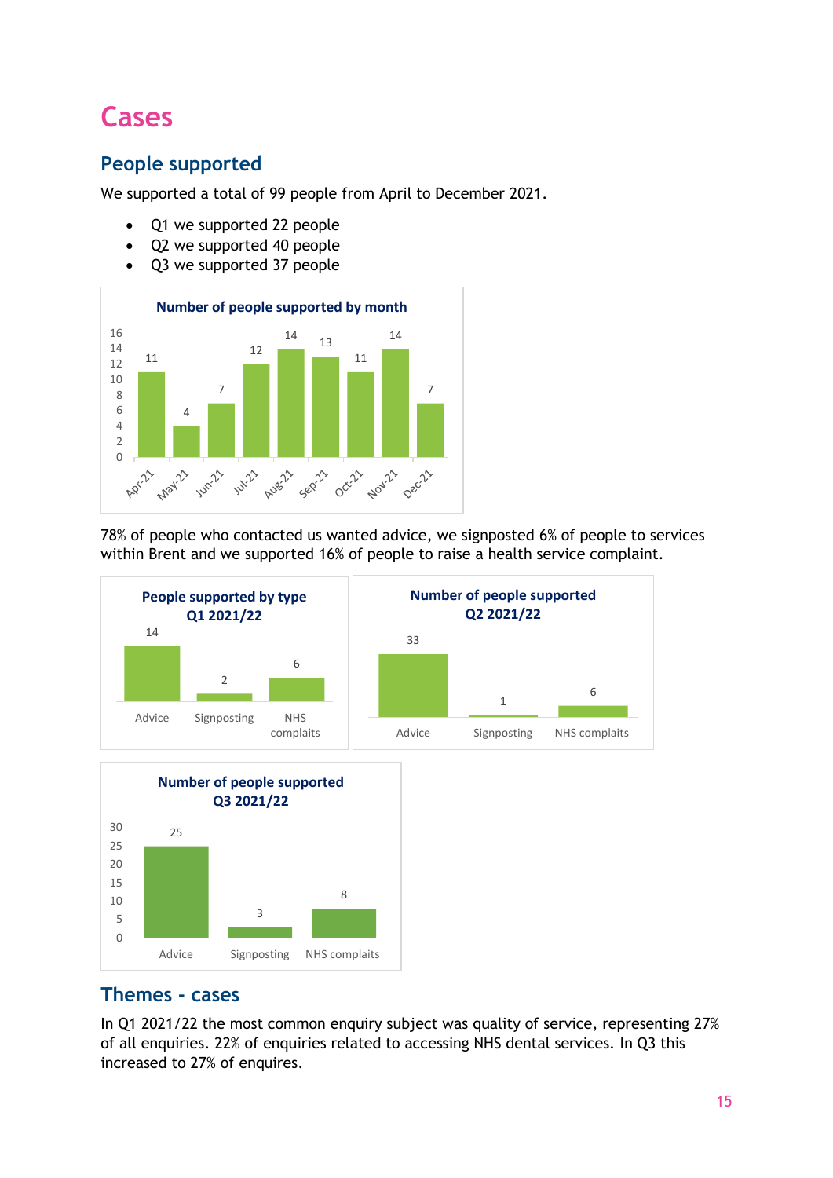# Cases

## People supported

We supported a total of 99 people from April to December 2021.

- Q1 we supported 22 people
- Q2 we supported 40 people
- Q3 we supported 37 people

**Number of people supported by month**

| Month | People supported |
|---|---|
| Apr-21 | 11 |
| May-21 | 4 |
| Jun-21 | 7 |
| Jul-21 | 12 |
| Aug-21 | 14 |
| Sep-21 | 13 |
| Oct-21 | 11 |
| Nov-21 | 14 |
| Dec-21 | 7 |

78% of people who contacted us wanted advice, we signposted 6% of people to services within Brent and we supported 16% of people to raise a health service complaint.

**People supported by type Q1 2021/22**

| Advice | Signposting | NHS complaints |
|---|---|---|
| 14 | 2 | 6 |

**Number of people supported Q2 2021/22**

| Advice | Signposting | NHS complaints |
|---|---|---|
| 33 | 1 | 6 |

**Number of people supported Q3 2021/22**

| Advice | Signposting | NHS complaints |
|---|---|---|
| 25 | 3 | 8 |

## Themes - cases

In Q1 2021/22 the most common enquiry subject was quality of service, representing 27% of all enquiries. 22% of enquiries related to accessing NHS dental services. In Q3 this increased to 27% of enquires.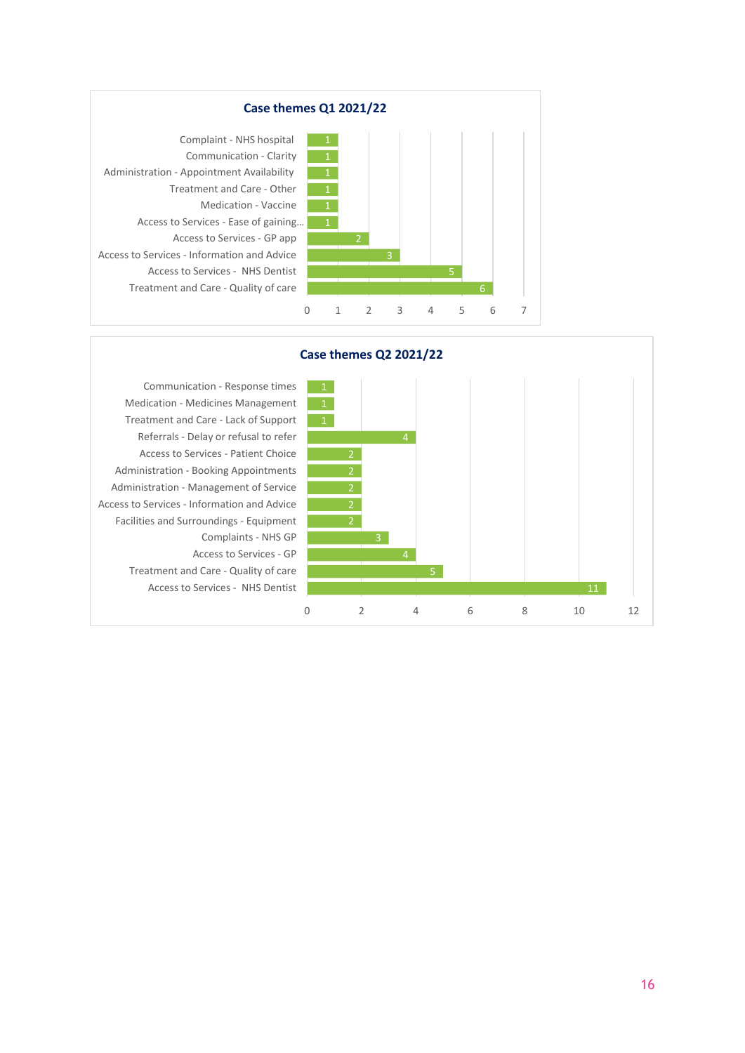**Case themes Q1 2021/22**

| Theme | Cases |
| --- | --- |
| Complaint - NHS hospital | 1 |
| Communication - Clarity | 1 |
| Administration - Appointment Availability | 1 |
| Treatment and Care - Other | 1 |
| Medication - Vaccine | 1 |
| Access to Services - Ease of gaining… | 1 |
| Access to Services - GP app | 2 |
| Access to Services - Information and Advice | 3 |
| Access to Services - NHS Dentist | 5 |
| Treatment and Care - Quality of care | 6 |

**Case themes Q2 2021/22**

| Theme | Cases |
| --- | --- |
| Communication - Response times | 1 |
| Medication - Medicines Management | 1 |
| Treatment and Care - Lack of Support | 1 |
| Referrals - Delay or refusal to refer | 4 |
| Access to Services - Patient Choice | 2 |
| Administration - Booking Appointments | 2 |
| Administration - Management of Service | 2 |
| Access to Services - Information and Advice | 2 |
| Facilities and Surroundings - Equipment | 2 |
| Complaints - NHS GP | 3 |
| Access to Services - GP | 4 |
| Treatment and Care - Quality of care | 5 |
| Access to Services - NHS Dentist | 11 |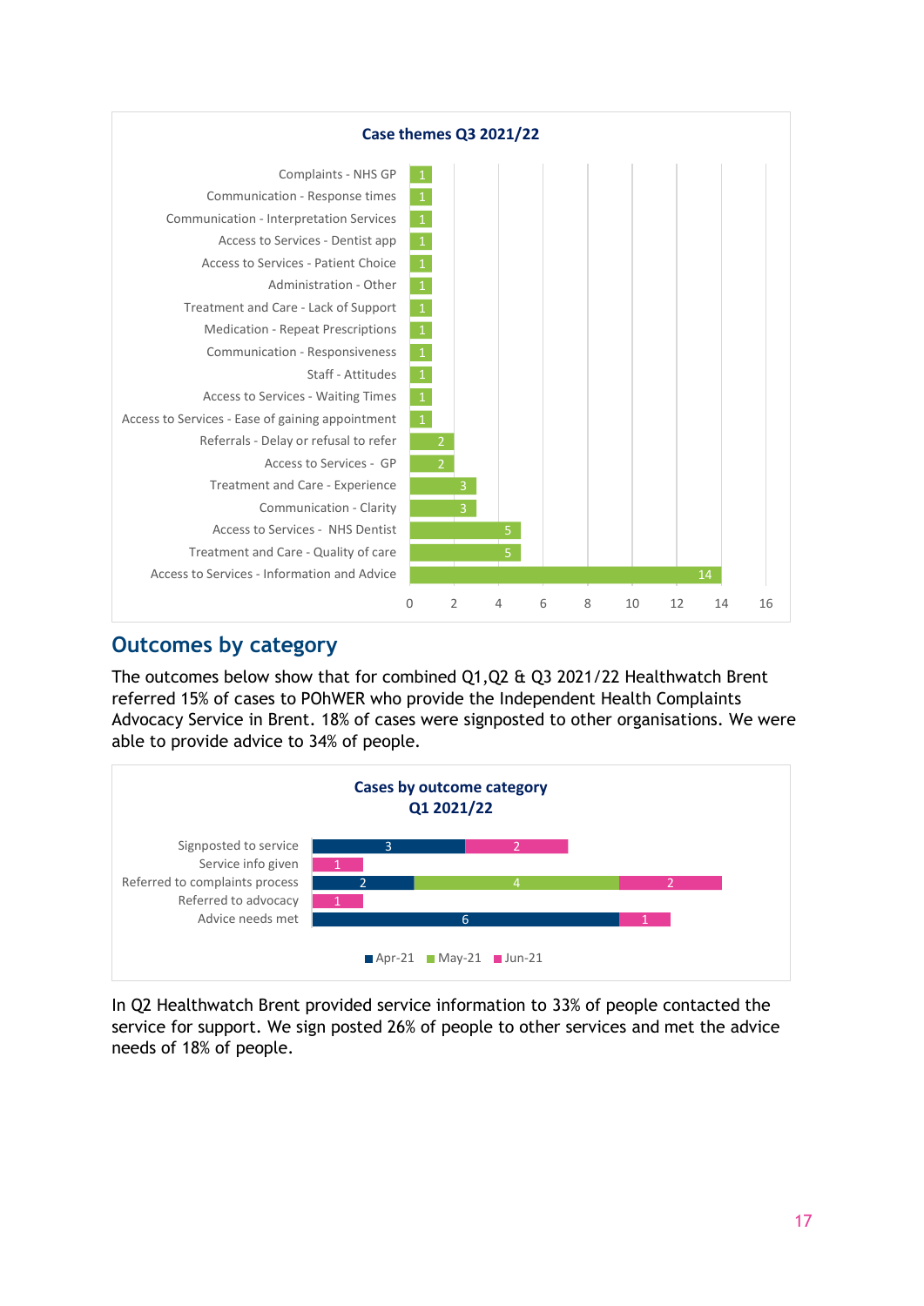**Case themes Q3 2021/22**

| Theme | Count |
|---|---|
| Complaints - NHS GP | 1 |
| Communication - Response times | 1 |
| Communication - Interpretation Services | 1 |
| Access to Services - Dentist app | 1 |
| Access to Services - Patient Choice | 1 |
| Administration - Other | 1 |
| Treatment and Care - Lack of Support | 1 |
| Medication - Repeat Prescriptions | 1 |
| Communication - Responsiveness | 1 |
| Staff - Attitudes | 1 |
| Access to Services - Waiting Times | 1 |
| Access to Services - Ease of gaining appointment | 1 |
| Referrals - Delay or refusal to refer | 2 |
| Access to Services - GP | 2 |
| Treatment and Care - Experience | 3 |
| Communication - Clarity | 3 |
| Access to Services - NHS Dentist | 5 |
| Treatment and Care - Quality of care | 5 |
| Access to Services - Information and Advice | 14 |

## Outcomes by category

The outcomes below show that for combined Q1,Q2 & Q3 2021/22 Healthwatch Brent referred 15% of cases to POhWER who provide the Independent Health Complaints Advocacy Service in Brent. 18% of cases were signposted to other organisations. We were able to provide advice to 34% of people.

**Cases by outcome category Q1 2021/22**

| Outcome | Apr-21 | May-21 | Jun-21 |
|---|---|---|---|
| Signposted to service | 3 | | 2 |
| Service info given | | | 1 |
| Referred to complaints process | 2 | 4 | 2 |
| Referred to advocacy | | | 1 |
| Advice needs met | 6 | | 1 |

In Q2 Healthwatch Brent provided service information to 33% of people contacted the service for support. We sign posted 26% of people to other services and met the advice needs of 18% of people.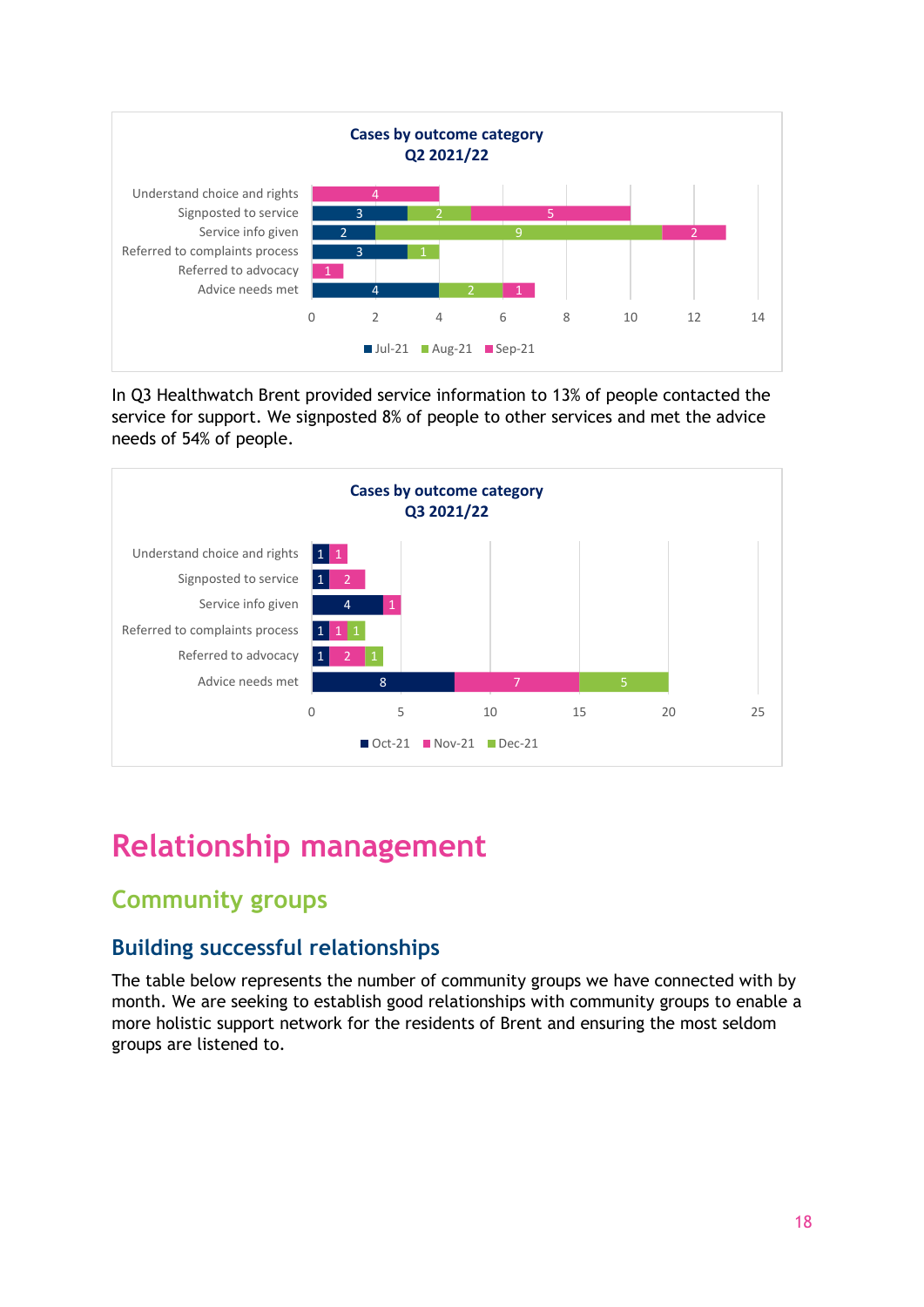**Cases by outcome category Q2 2021/22**

| Outcome category | Jul-21 | Aug-21 | Sep-21 |
|---|---|---|---|
| Understand choice and rights | | | 4 |
| Signposted to service | 3 | 2 | 5 |
| Service info given | 2 | 9 | 2 |
| Referred to complaints process | 3 | 1 | |
| Referred to advocacy | | | 1 |
| Advice needs met | 4 | 2 | 1 |

In Q3 Healthwatch Brent provided service information to 13% of people contacted the service for support. We signposted 8% of people to other services and met the advice needs of 54% of people.

**Cases by outcome category Q3 2021/22**

| Outcome category | Oct-21 | Nov-21 | Dec-21 |
|---|---|---|---|
| Understand choice and rights | 1 | 1 | |
| Signposted to service | 1 | 2 | |
| Service info given | 4 | 1 | |
| Referred to complaints process | 1 | 1 | 1 |
| Referred to advocacy | 1 | 2 | 1 |
| Advice needs met | 8 | 7 | 5 |

# Relationship management

## Community groups

### Building successful relationships

The table below represents the number of community groups we have connected with by month. We are seeking to establish good relationships with community groups to enable a more holistic support network for the residents of Brent and ensuring the most seldom groups are listened to.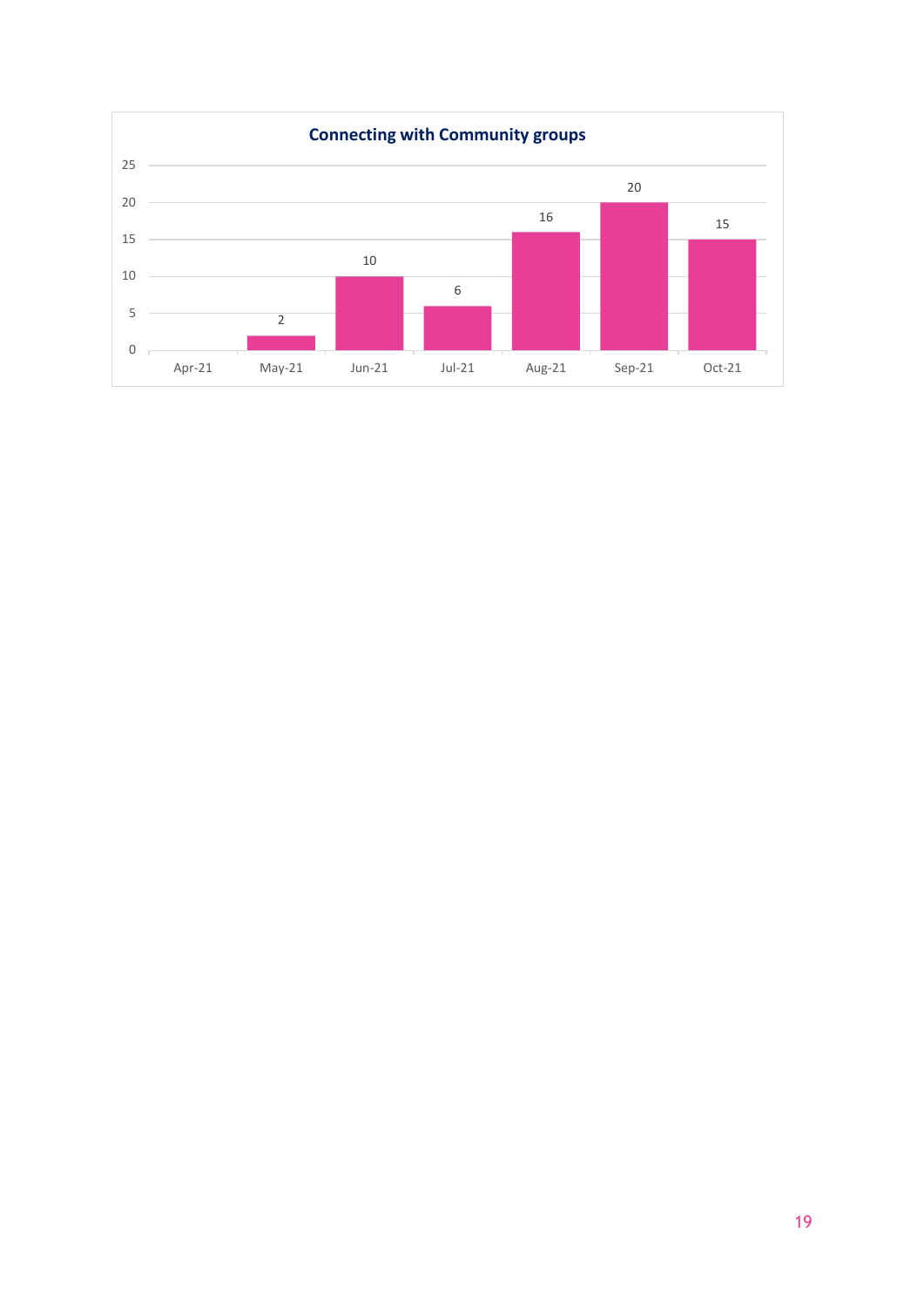**Connecting with Community groups**

| Month | Value |
|---|---|
| Apr-21 | |
| May-21 | 2 |
| Jun-21 | 10 |
| Jul-21 | 6 |
| Aug-21 | 16 |
| Sep-21 | 20 |
| Oct-21 | 15 |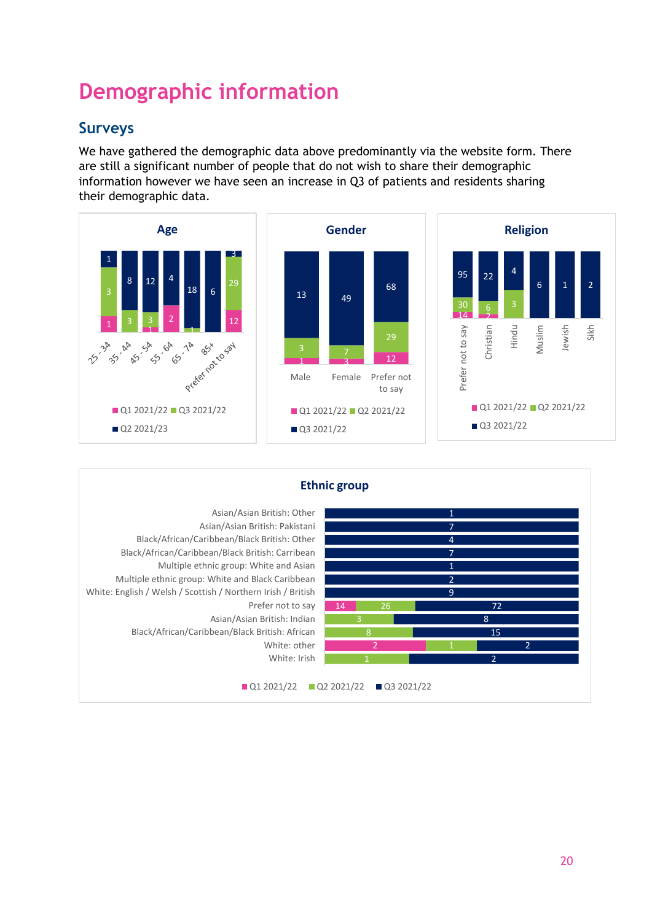# Demographic information

## Surveys

We have gathered the demographic data above predominantly via the website form. There are still a significant number of people that do not wish to share their demographic information however we have seen an increase in Q3 of patients and residents sharing their demographic data.

### Age

| Age | Q1 2021/22 | Q3 2021/22 | Q2 2021/23 |
|---|---|---|---|
| 25 - 34 | 1 | 3 | 1 |
| 35 - 44 | | 3 | 8 |
| 45 - 54 | 1 | 3 | 12 |
| 55 - 64 | 2 | | 4 |
| 65 - 74 | | 1 | 18 |
| 85+ | | | 6 |
| Prefer not to say | 12 | 29 | 3 |

### Gender

| Gender | Q1 2021/22 | Q2 2021/22 | Q3 2021/22 |
|---|---|---|---|
| Male | 1 | 3 | 13 |
| Female | 3 | 7 | 49 |
| Prefer not to say | 12 | 29 | 68 |

### Religion

| Religion | Q1 2021/22 | Q2 2021/22 | Q3 2021/22 |
|---|---|---|---|
| Prefer not to say | 14 | 30 | 95 |
| Christian | 2 | 6 | 22 |
| Hindu | | 3 | 4 |
| Muslim | | | 6 |
| Jewish | | | 1 |
| Sikh | | | 2 |

### Ethnic group

| Ethnic group | Q1 2021/22 | Q2 2021/22 | Q3 2021/22 |
|---|---|---|---|
| Asian/Asian British: Other | | | 1 |
| Asian/Asian British: Pakistani | | | 7 |
| Black/African/Caribbean/Black British: Other | | | 4 |
| Black/African/Caribbean/Black British: Carribean | | | 7 |
| Multiple ethnic group: White and Asian | | | 1 |
| Multiple ethnic group: White and Black Caribbean | | | 2 |
| White: English / Welsh / Scottish / Northern Irish / British | | | 9 |
| Prefer not to say | 14 | 26 | 72 |
| Asian/Asian British: Indian | | 3 | 8 |
| Black/African/Caribbean/Black British: African | | 8 | 15 |
| White: other | 2 | 1 | 2 |
| White: Irish | | 1 | 2 |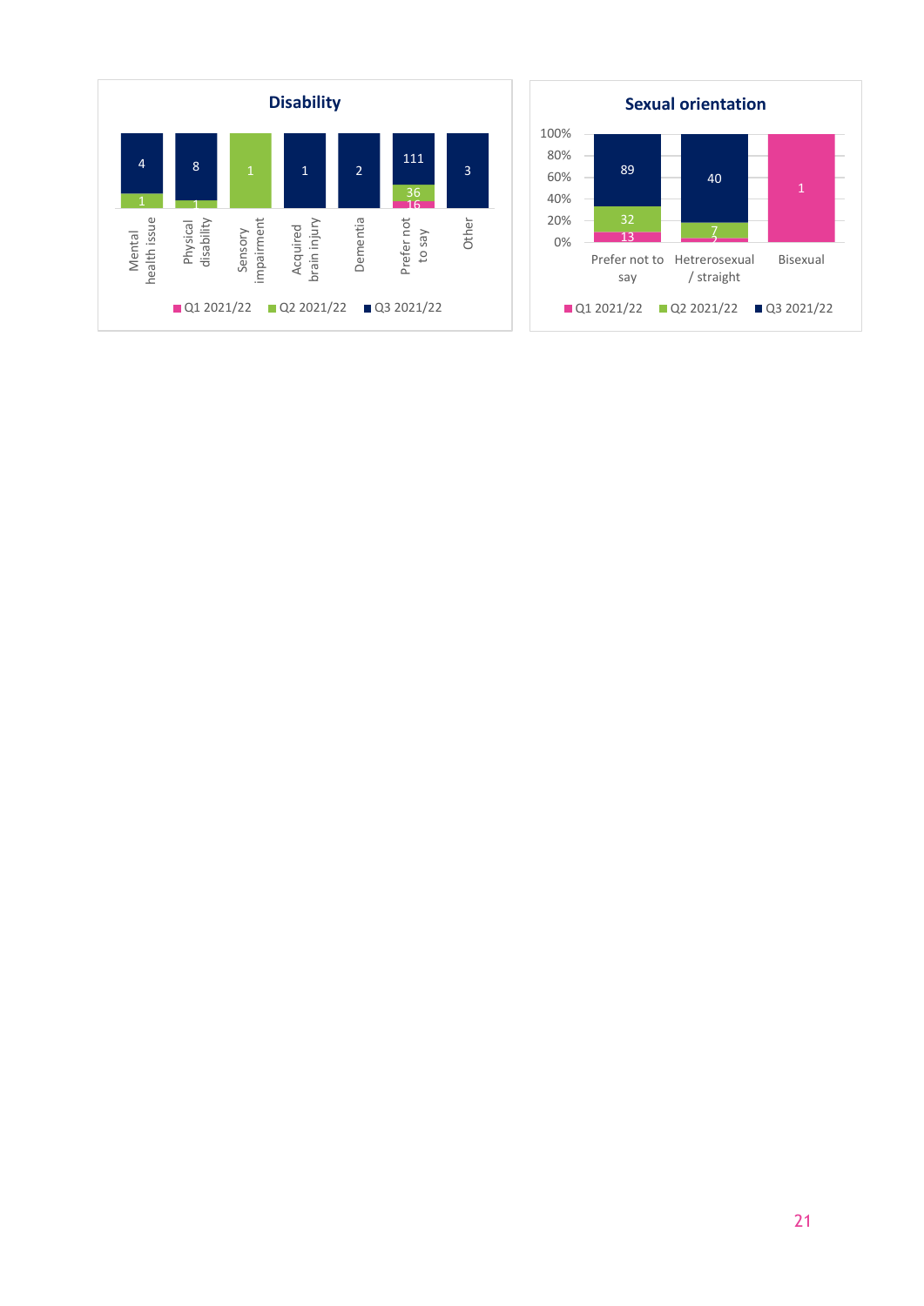## Disability

| Category | Q1 2021/22 | Q2 2021/22 | Q3 2021/22 |
|---|---|---|---|
| Mental health issue | | 1 | 4 |
| Physical disability | | 1 | 8 |
| Sensory impairment | | 1 | |
| Acquired brain injury | | | 1 |
| Dementia | | | 2 |
| Prefer not to say | 16 | 36 | 111 |
| Other | | | 3 |

## Sexual orientation

| Category | Q1 2021/22 | Q2 2021/22 | Q3 2021/22 |
|---|---|---|---|
| Prefer not to say | 13 | 32 | 89 |
| Hetrerosexual / straight | 2 | 7 | 40 |
| Bisexual | 1 | | |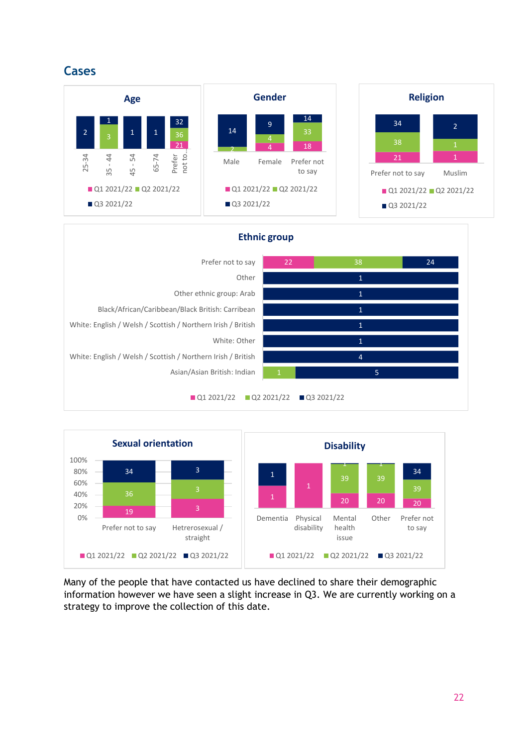## Cases

### Age

| | Q1 2021/22 | Q2 2021/22 | Q3 2021/22 |
|---|---|---|---|
| 25-34 | | | 2 |
| 35 - 44 | | 3 | 1 |
| 45 - 54 | | | 1 |
| 65-74 | | | 1 |
| Prefer not to... | 21 | 36 | 32 |

### Gender

| | Q1 2021/22 | Q2 2021/22 | Q3 2021/22 |
|---|---|---|---|
| Male | | 2 | 14 |
| Female | 4 | 4 | 9 |
| Prefer not to say | 18 | 33 | 14 |

### Religion

| | Q1 2021/22 | Q2 2021/22 | Q3 2021/22 |
|---|---|---|---|
| Prefer not to say | 21 | 38 | 34 |
| Muslim | 1 | 1 | 2 |

### Ethnic group

| | Q1 2021/22 | Q2 2021/22 | Q3 2021/22 |
|---|---|---|---|
| Prefer not to say | 22 | 38 | 24 |
| Other | | | 1 |
| Other ethnic group: Arab | | | 1 |
| Black/African/Caribbean/Black British: Carribean | | | 1 |
| White: English / Welsh / Scottish / Northern Irish / British | | | 1 |
| White: Other | | | 1 |
| White: English / Welsh / Scottish / Northern Irish / British | | | 4 |
| Asian/Asian British: Indian | | 1 | 5 |

### Sexual orientation

| | Q1 2021/22 | Q2 2021/22 | Q3 2021/22 |
|---|---|---|---|
| Prefer not to say | 19 | 36 | 34 |
| Hetrerosexual / straight | 3 | 3 | 3 |

### Disability

| | Q1 2021/22 | Q2 2021/22 | Q3 2021/22 |
|---|---|---|---|
| Dementia | 1 | | 1 |
| Physical disability | 1 | | |
| Mental health issue | 20 | 39 | 1 |
| Other | 20 | 39 | 1 |
| Prefer not to say | 20 | 39 | 34 |

Many of the people that have contacted us have declined to share their demographic information however we have seen a slight increase in Q3. We are currently working on a strategy to improve the collection of this date.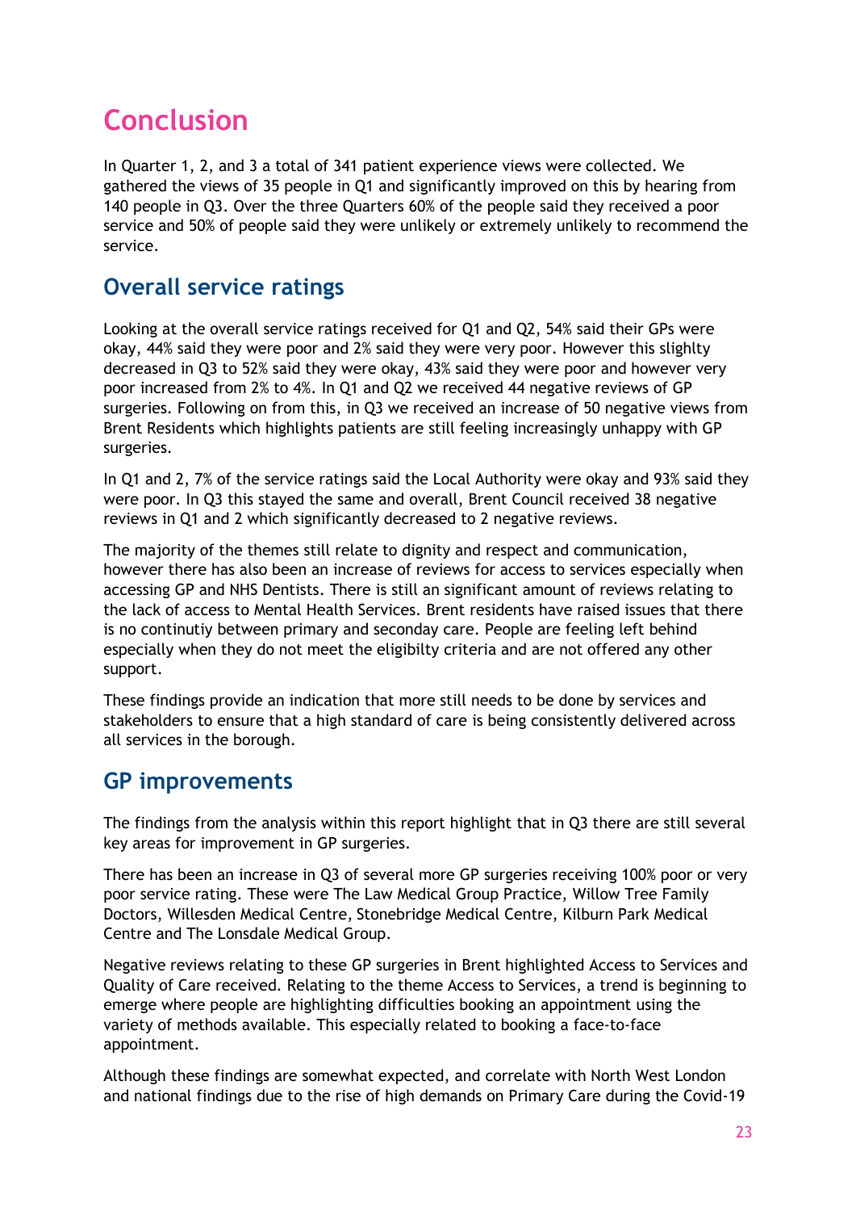# Conclusion

In Quarter 1, 2, and 3 a total of 341 patient experience views were collected. We gathered the views of 35 people in Q1 and significantly improved on this by hearing from 140 people in Q3. Over the three Quarters 60% of the people said they received a poor service and 50% of people said they were unlikely or extremely unlikely to recommend the service.

## Overall service ratings

Looking at the overall service ratings received for Q1 and Q2, 54% said their GPs were okay, 44% said they were poor and 2% said they were very poor. However this slighlty decreased in Q3 to 52% said they were okay, 43% said they were poor and however very poor increased from 2% to 4%. In Q1 and Q2 we received 44 negative reviews of GP surgeries. Following on from this, in Q3 we received an increase of 50 negative views from Brent Residents which highlights patients are still feeling increasingly unhappy with GP surgeries.

In Q1 and 2, 7% of the service ratings said the Local Authority were okay and 93% said they were poor. In Q3 this stayed the same and overall, Brent Council received 38 negative reviews in Q1 and 2 which significantly decreased to 2 negative reviews.

The majority of the themes still relate to dignity and respect and communication, however there has also been an increase of reviews for access to services especially when accessing GP and NHS Dentists. There is still an significant amount of reviews relating to the lack of access to Mental Health Services. Brent residents have raised issues that there is no continutiy between primary and seconday care. People are feeling left behind especially when they do not meet the eligibilty criteria and are not offered any other support.

These findings provide an indication that more still needs to be done by services and stakeholders to ensure that a high standard of care is being consistently delivered across all services in the borough.

## GP improvements

The findings from the analysis within this report highlight that in Q3 there are still several key areas for improvement in GP surgeries.

There has been an increase in Q3 of several more GP surgeries receiving 100% poor or very poor service rating. These were The Law Medical Group Practice, Willow Tree Family Doctors, Willesden Medical Centre, Stonebridge Medical Centre, Kilburn Park Medical Centre and The Lonsdale Medical Group.

Negative reviews relating to these GP surgeries in Brent highlighted Access to Services and Quality of Care received. Relating to the theme Access to Services, a trend is beginning to emerge where people are highlighting difficulties booking an appointment using the variety of methods available. This especially related to booking a face-to-face appointment.

Although these findings are somewhat expected, and correlate with North West London and national findings due to the rise of high demands on Primary Care during the Covid-19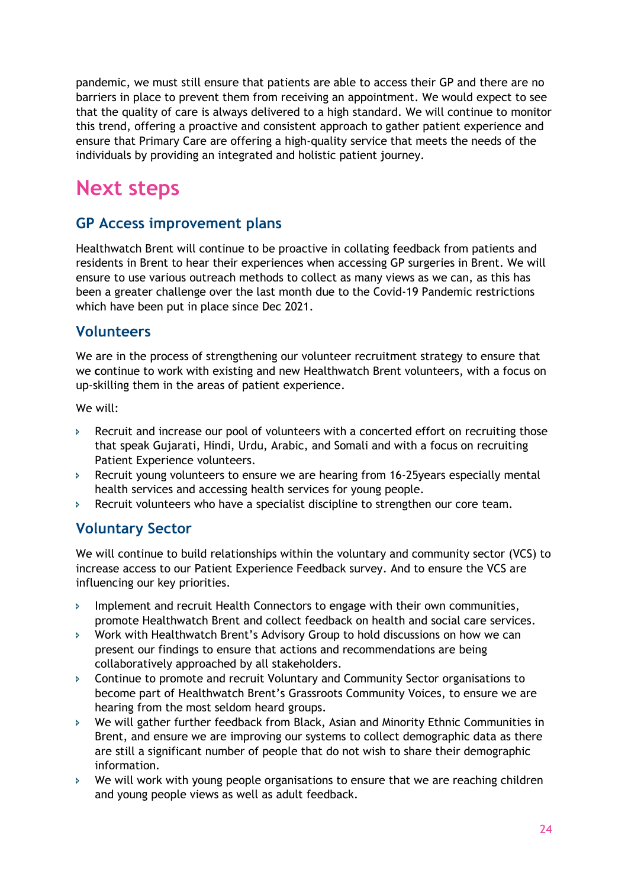pandemic, we must still ensure that patients are able to access their GP and there are no barriers in place to prevent them from receiving an appointment. We would expect to see that the quality of care is always delivered to a high standard. We will continue to monitor this trend, offering a proactive and consistent approach to gather patient experience and ensure that Primary Care are offering a high-quality service that meets the needs of the individuals by providing an integrated and holistic patient journey.

# Next steps

## GP Access improvement plans

Healthwatch Brent will continue to be proactive in collating feedback from patients and residents in Brent to hear their experiences when accessing GP surgeries in Brent. We will ensure to use various outreach methods to collect as many views as we can, as this has been a greater challenge over the last month due to the Covid-19 Pandemic restrictions which have been put in place since Dec 2021.

## Volunteers

We are in the process of strengthening our volunteer recruitment strategy to ensure that we continue to work with existing and new Healthwatch Brent volunteers, with a focus on up-skilling them in the areas of patient experience.

We will:

- Recruit and increase our pool of volunteers with a concerted effort on recruiting those that speak Gujarati, Hindi, Urdu, Arabic, and Somali and with a focus on recruiting Patient Experience volunteers.
- Recruit young volunteers to ensure we are hearing from 16-25years especially mental health services and accessing health services for young people.
- Recruit volunteers who have a specialist discipline to strengthen our core team.

## Voluntary Sector

We will continue to build relationships within the voluntary and community sector (VCS) to increase access to our Patient Experience Feedback survey. And to ensure the VCS are influencing our key priorities.

- Implement and recruit Health Connectors to engage with their own communities, promote Healthwatch Brent and collect feedback on health and social care services.
- Work with Healthwatch Brent's Advisory Group to hold discussions on how we can present our findings to ensure that actions and recommendations are being collaboratively approached by all stakeholders.
- Continue to promote and recruit Voluntary and Community Sector organisations to become part of Healthwatch Brent's Grassroots Community Voices, to ensure we are hearing from the most seldom heard groups.
- We will gather further feedback from Black, Asian and Minority Ethnic Communities in Brent, and ensure we are improving our systems to collect demographic data as there are still a significant number of people that do not wish to share their demographic information.
- We will work with young people organisations to ensure that we are reaching children and young people views as well as adult feedback.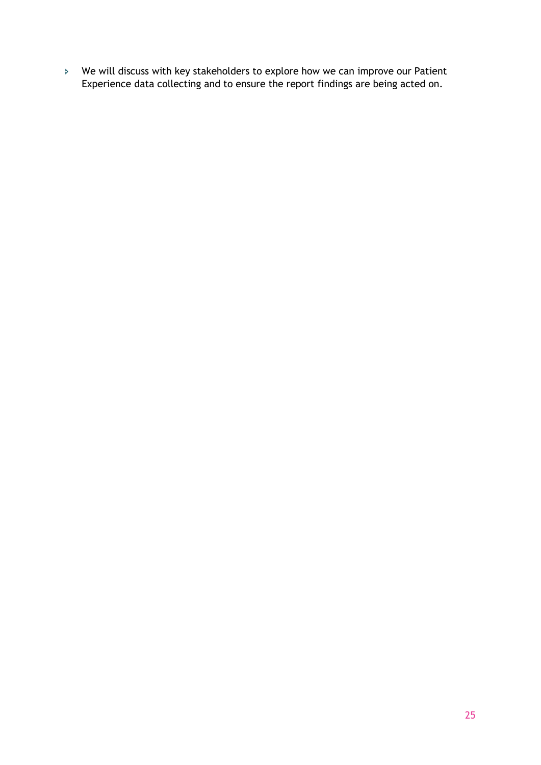- We will discuss with key stakeholders to explore how we can improve our Patient Experience data collecting and to ensure the report findings are being acted on.